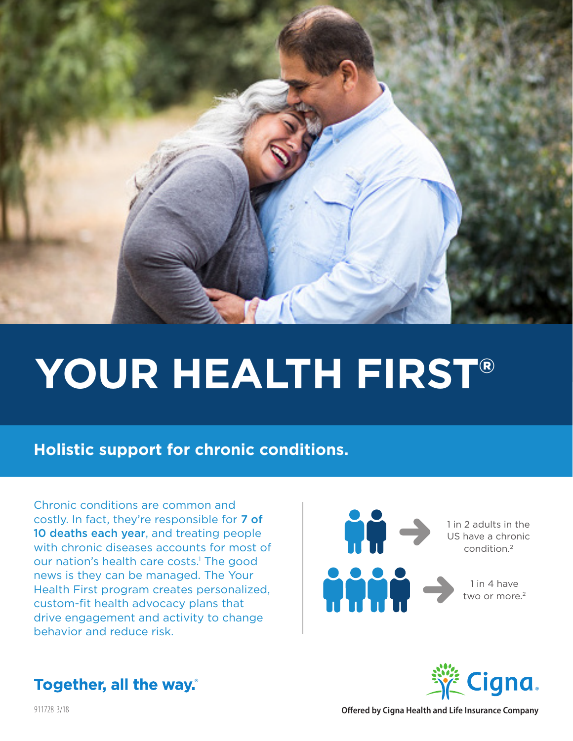# YOUR HEALTH FIRST®

## Holistic support for chronic conditions.

Chronic conditions are common and costly. In fact, they're responsible for **7 of 10 deaths each year**, and treating people with chronic diseases accounts for most of our nation's health care costs.[1] The good news is they can be managed. The Your Health First program creates personalized, custom-fit health advocacy plans that drive engagement and activity to change behavior and reduce risk.

1 in 2 adults in the US have a chronic condition.[2]

1 in 4 have two or more.[2]

**Together, all the way.®**

Cigna.

911728 3/18

**Offered by Cigna Health and Life Insurance Company**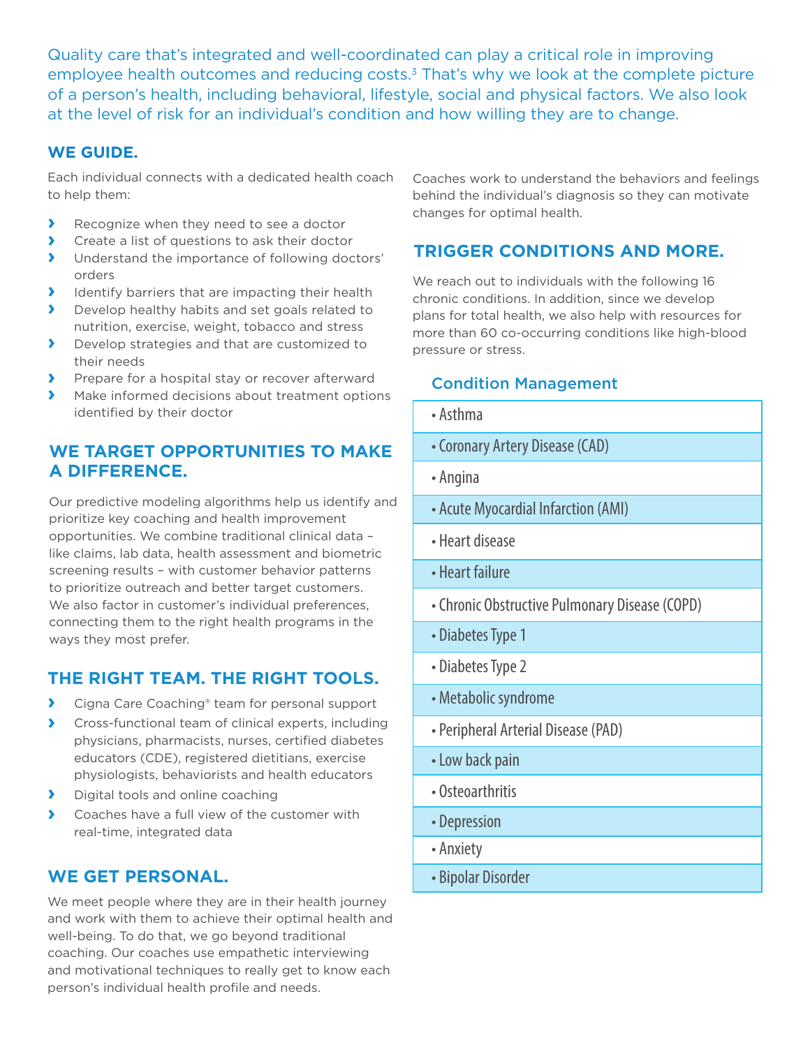Quality care that's integrated and well-coordinated can play a critical role in improving employee health outcomes and reducing costs.[3] That's why we look at the complete picture of a person's health, including behavioral, lifestyle, social and physical factors. We also look at the level of risk for an individual's condition and how willing they are to change.

## WE GUIDE.

Each individual connects with a dedicated health coach to help them:

- Recognize when they need to see a doctor
- Create a list of questions to ask their doctor
- Understand the importance of following doctors' orders
- Identify barriers that are impacting their health
- Develop healthy habits and set goals related to nutrition, exercise, weight, tobacco and stress
- Develop strategies and that are customized to their needs
- Prepare for a hospital stay or recover afterward
- Make informed decisions about treatment options identified by their doctor

## WE TARGET OPPORTUNITIES TO MAKE A DIFFERENCE.

Our predictive modeling algorithms help us identify and prioritize key coaching and health improvement opportunities. We combine traditional clinical data – like claims, lab data, health assessment and biometric screening results – with customer behavior patterns to prioritize outreach and better target customers. We also factor in customer's individual preferences, connecting them to the right health programs in the ways they most prefer.

## THE RIGHT TEAM. THE RIGHT TOOLS.

- Cigna Care Coaching® team for personal support
- Cross-functional team of clinical experts, including physicians, pharmacists, nurses, certified diabetes educators (CDE), registered dietitians, exercise physiologists, behaviorists and health educators
- Digital tools and online coaching
- Coaches have a full view of the customer with real-time, integrated data

## WE GET PERSONAL.

We meet people where they are in their health journey and work with them to achieve their optimal health and well-being. To do that, we go beyond traditional coaching. Our coaches use empathetic interviewing and motivational techniques to really get to know each person's individual health profile and needs.

Coaches work to understand the behaviors and feelings behind the individual's diagnosis so they can motivate changes for optimal health.

## TRIGGER CONDITIONS AND MORE.

We reach out to individuals with the following 16 chronic conditions. In addition, since we develop plans for total health, we also help with resources for more than 60 co-occurring conditions like high-blood pressure or stress.

### Condition Management

| Condition Management |
| --- |
| • Asthma |
| • Coronary Artery Disease (CAD) |
| • Angina |
| • Acute Myocardial Infarction (AMI) |
| • Heart disease |
| • Heart failure |
| • Chronic Obstructive Pulmonary Disease (COPD) |
| • Diabetes Type 1 |
| • Diabetes Type 2 |
| • Metabolic syndrome |
| • Peripheral Arterial Disease (PAD) |
| • Low back pain |
| • Osteoarthritis |
| • Depression |
| • Anxiety |
| • Bipolar Disorder |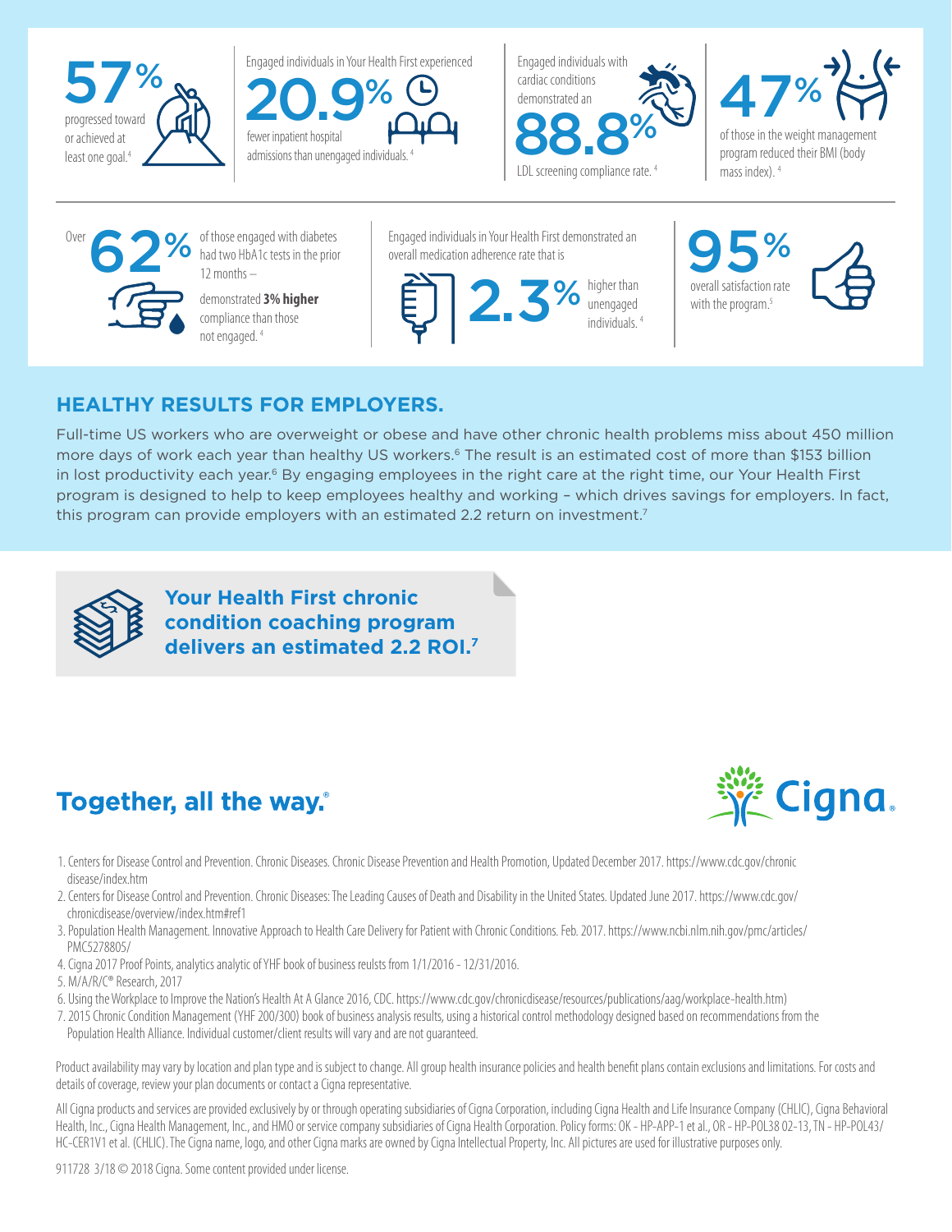**57%** progressed toward or achieved at least one goal.[4]

Engaged individuals in Your Health First experienced **20.9%** fewer inpatient hospital admissions than unengaged individuals.[4]

Engaged individuals with cardiac conditions demonstrated an **88.8%** LDL screening compliance rate.[4]

**47%** of those in the weight management program reduced their BMI (body mass index).[4]

Over **62%** of those engaged with diabetes had two HbA1c tests in the prior 12 months – demonstrated **3% higher** compliance than those not engaged.[4]

Engaged individuals in Your Health First demonstrated an overall medication adherence rate that is **2.3%** higher than unengaged individuals.[4]

**95%** overall satisfaction rate with the program.[5]

## HEALTHY RESULTS FOR EMPLOYERS.

Full-time US workers who are overweight or obese and have other chronic health problems miss about 450 million more days of work each year than healthy US workers.[6] The result is an estimated cost of more than $153 billion in lost productivity each year.[6] By engaging employees in the right care at the right time, our Your Health First program is designed to help to keep employees healthy and working – which drives savings for employers. In fact, this program can provide employers with an estimated 2.2 return on investment.[7]

**Your Health First chronic condition coaching program delivers an estimated 2.2 ROI.[7]**

**Together, all the way.®**

Cigna.

1. Centers for Disease Control and Prevention. Chronic Diseases. Chronic Disease Prevention and Health Promotion, Updated December 2017. https://www.cdc.gov/chronicdisease/index.htm
2. Centers for Disease Control and Prevention. Chronic Diseases: The Leading Causes of Death and Disability in the United States. Updated June 2017. https://www.cdc.gov/chronicdisease/overview/index.htm#ref1
3. Population Health Management. Innovative Approach to Health Care Delivery for Patient with Chronic Conditions. Feb. 2017. https://www.ncbi.nlm.nih.gov/pmc/articles/PMC5278805/
4. Cigna 2017 Proof Points, analytics analytic of YHF book of business reulsts from 1/1/2016 - 12/31/2016.
5. M/A/R/C® Research, 2017
6. Using the Workplace to Improve the Nation's Health At A Glance 2016, CDC. https://www.cdc.gov/chronicdisease/resources/publications/aag/workplace-health.htm)
7. 2015 Chronic Condition Management (YHF 200/300) book of business analysis results, using a historical control methodology designed based on recommendations from the Population Health Alliance. Individual customer/client results will vary and are not guaranteed.

Product availability may vary by location and plan type and is subject to change. All group health insurance policies and health benefit plans contain exclusions and limitations. For costs and details of coverage, review your plan documents or contact a Cigna representative.

All Cigna products and services are provided exclusively by or through operating subsidiaries of Cigna Corporation, including Cigna Health and Life Insurance Company (CHLIC), Cigna Behavioral Health, Inc., Cigna Health Management, Inc., and HMO or service company subsidiaries of Cigna Health Corporation. Policy forms: OK - HP-APP-1 et al., OR - HP-POL38 02-13, TN - HP-POL43/HC-CER1V1 et al. (CHLIC). The Cigna name, logo, and other Cigna marks are owned by Cigna Intellectual Property, Inc. All pictures are used for illustrative purposes only.

911728 3/18 © 2018 Cigna. Some content provided under license.